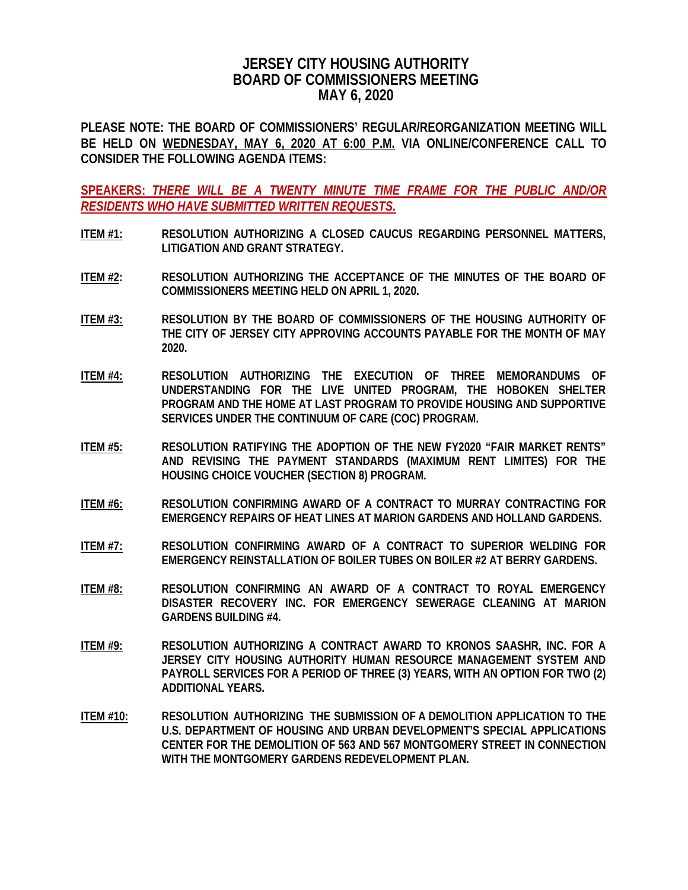# JERSEY CITY HOUSING AUTHORITY
# BOARD OF COMMISSIONERS MEETING
# MAY 6, 2020

**PLEASE NOTE: THE BOARD OF COMMISSIONERS' REGULAR/REORGANIZATION MEETING WILL BE HELD ON WEDNESDAY, MAY 6, 2020 AT 6:00 P.M. VIA ONLINE/CONFERENCE CALL TO CONSIDER THE FOLLOWING AGENDA ITEMS:**

**SPEAKERS: *THERE WILL BE A TWENTY MINUTE TIME FRAME FOR THE PUBLIC AND/OR RESIDENTS WHO HAVE SUBMITTED WRITTEN REQUESTS.***

**ITEM #1:** **RESOLUTION AUTHORIZING A CLOSED CAUCUS REGARDING PERSONNEL MATTERS, LITIGATION AND GRANT STRATEGY.**

**ITEM #2:** **RESOLUTION AUTHORIZING THE ACCEPTANCE OF THE MINUTES OF THE BOARD OF COMMISSIONERS MEETING HELD ON APRIL 1, 2020.**

**ITEM #3:** **RESOLUTION BY THE BOARD OF COMMISSIONERS OF THE HOUSING AUTHORITY OF THE CITY OF JERSEY CITY APPROVING ACCOUNTS PAYABLE FOR THE MONTH OF MAY 2020.**

**ITEM #4:** **RESOLUTION AUTHORIZING THE EXECUTION OF THREE MEMORANDUMS OF UNDERSTANDING FOR THE LIVE UNITED PROGRAM, THE HOBOKEN SHELTER PROGRAM AND THE HOME AT LAST PROGRAM TO PROVIDE HOUSING AND SUPPORTIVE SERVICES UNDER THE CONTINUUM OF CARE (COC) PROGRAM.**

**ITEM #5:** **RESOLUTION RATIFYING THE ADOPTION OF THE NEW FY2020 "FAIR MARKET RENTS" AND REVISING THE PAYMENT STANDARDS (MAXIMUM RENT LIMITES) FOR THE HOUSING CHOICE VOUCHER (SECTION 8) PROGRAM.**

**ITEM #6:** **RESOLUTION CONFIRMING AWARD OF A CONTRACT TO MURRAY CONTRACTING FOR EMERGENCY REPAIRS OF HEAT LINES AT MARION GARDENS AND HOLLAND GARDENS.**

**ITEM #7:** **RESOLUTION CONFIRMING AWARD OF A CONTRACT TO SUPERIOR WELDING FOR EMERGENCY REINSTALLATION OF BOILER TUBES ON BOILER #2 AT BERRY GARDENS.**

**ITEM #8:** **RESOLUTION CONFIRMING AN AWARD OF A CONTRACT TO ROYAL EMERGENCY DISASTER RECOVERY INC. FOR EMERGENCY SEWERAGE CLEANING AT MARION GARDENS BUILDING #4.**

**ITEM #9:** **RESOLUTION AUTHORIZING A CONTRACT AWARD TO KRONOS SAASHR, INC. FOR A JERSEY CITY HOUSING AUTHORITY HUMAN RESOURCE MANAGEMENT SYSTEM AND PAYROLL SERVICES FOR A PERIOD OF THREE (3) YEARS, WITH AN OPTION FOR TWO (2) ADDITIONAL YEARS.**

**ITEM #10:** **RESOLUTION AUTHORIZING THE SUBMISSION OF A DEMOLITION APPLICATION TO THE U.S. DEPARTMENT OF HOUSING AND URBAN DEVELOPMENT'S SPECIAL APPLICATIONS CENTER FOR THE DEMOLITION OF 563 AND 567 MONTGOMERY STREET IN CONNECTION WITH THE MONTGOMERY GARDENS REDEVELOPMENT PLAN.**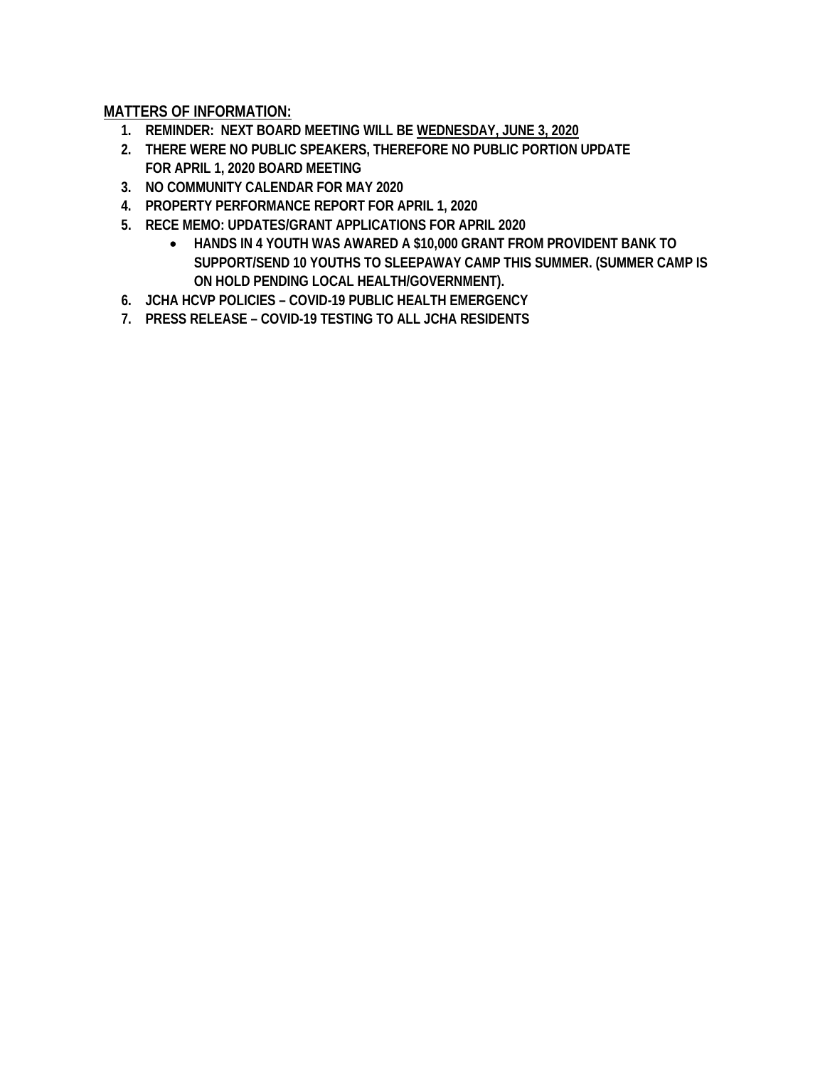**MATTERS OF INFORMATION:**

1. **REMINDER: NEXT BOARD MEETING WILL BE WEDNESDAY, JUNE 3, 2020**
2. **THERE WERE NO PUBLIC SPEAKERS, THEREFORE NO PUBLIC PORTION UPDATE FOR APRIL 1, 2020 BOARD MEETING**
3. **NO COMMUNITY CALENDAR FOR MAY 2020**
4. **PROPERTY PERFORMANCE REPORT FOR APRIL 1, 2020**
5. **RECE MEMO: UPDATES/GRANT APPLICATIONS FOR APRIL 2020**
   - **HANDS IN 4 YOUTH WAS AWARED A $10,000 GRANT FROM PROVIDENT BANK TO SUPPORT/SEND 10 YOUTHS TO SLEEPAWAY CAMP THIS SUMMER. (SUMMER CAMP IS ON HOLD PENDING LOCAL HEALTH/GOVERNMENT).**
6. **JCHA HCVP POLICIES – COVID-19 PUBLIC HEALTH EMERGENCY**
7. **PRESS RELEASE – COVID-19 TESTING TO ALL JCHA RESIDENTS**